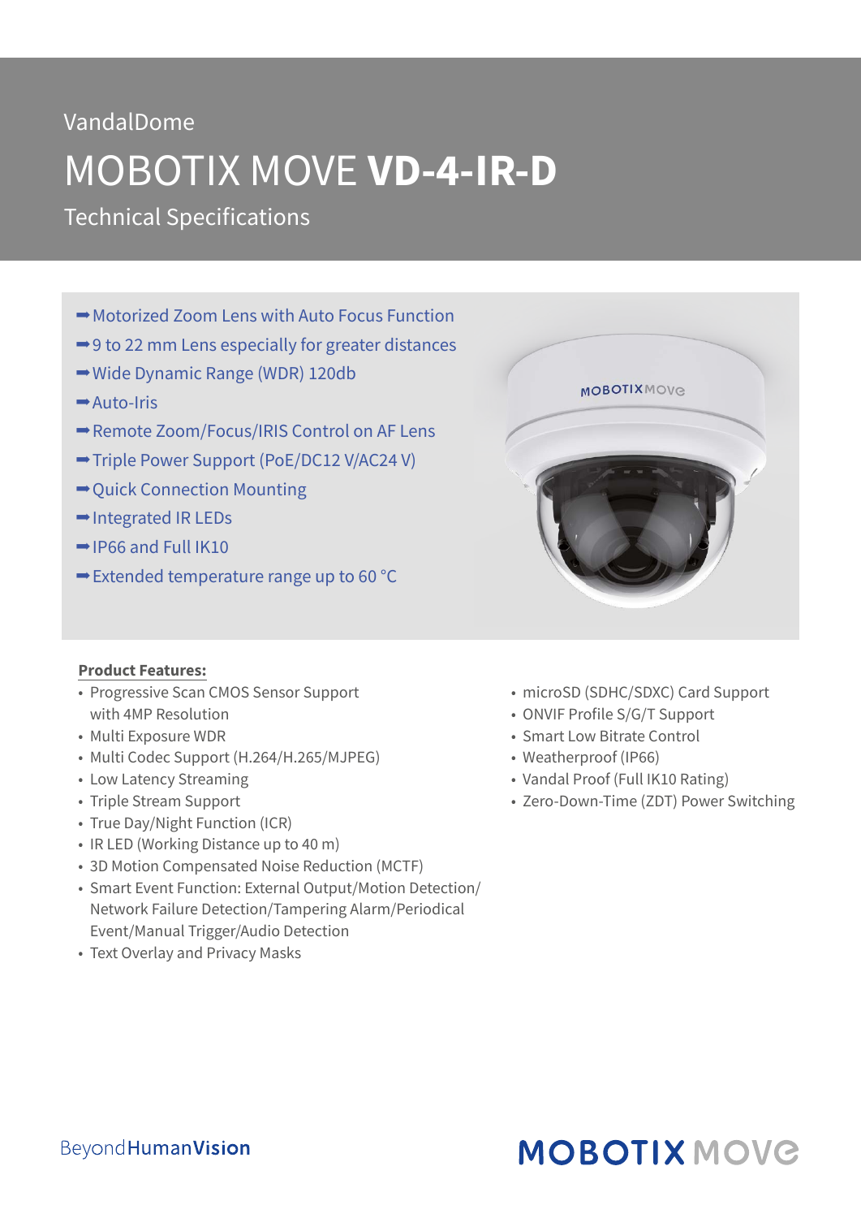VandalDome

# MOBOTIX MOVE **VD-4-IR-D**

Technical Specifications

- ➡Motorized Zoom Lens with Auto Focus Function
- ➡9 to 22 mm Lens especially for greater distances
- ➡Wide Dynamic Range (WDR) 120db
- ➡Auto-Iris
- ➡Remote Zoom/Focus/IRIS Control on AF Lens
- ➡Triple Power Support (PoE/DC12 V/AC24 V)
- ➡Quick Connection Mounting
- ➡Integrated IR LEDs
- ➡IP66 and Full IK10
- ➡Extended temperature range up to 60 °C

**Product Features:**

- Progressive Scan CMOS Sensor Support with 4MP Resolution
- Multi Exposure WDR
- Multi Codec Support (H.264/H.265/MJPEG)
- Low Latency Streaming
- Triple Stream Support
- True Day/Night Function (ICR)
- IR LED (Working Distance up to 40 m)
- 3D Motion Compensated Noise Reduction (MCTF)
- Smart Event Function: External Output/Motion Detection/ Network Failure Detection/Tampering Alarm/Periodical Event/Manual Trigger/Audio Detection
- Text Overlay and Privacy Masks
- microSD (SDHC/SDXC) Card Support
- ONVIF Profile S/G/T Support
- Smart Low Bitrate Control
- Weatherproof (IP66)
- Vandal Proof (Full IK10 Rating)
- Zero-Down-Time (ZDT) Power Switching

BeyondHumanVision

MOBOTIX MOVE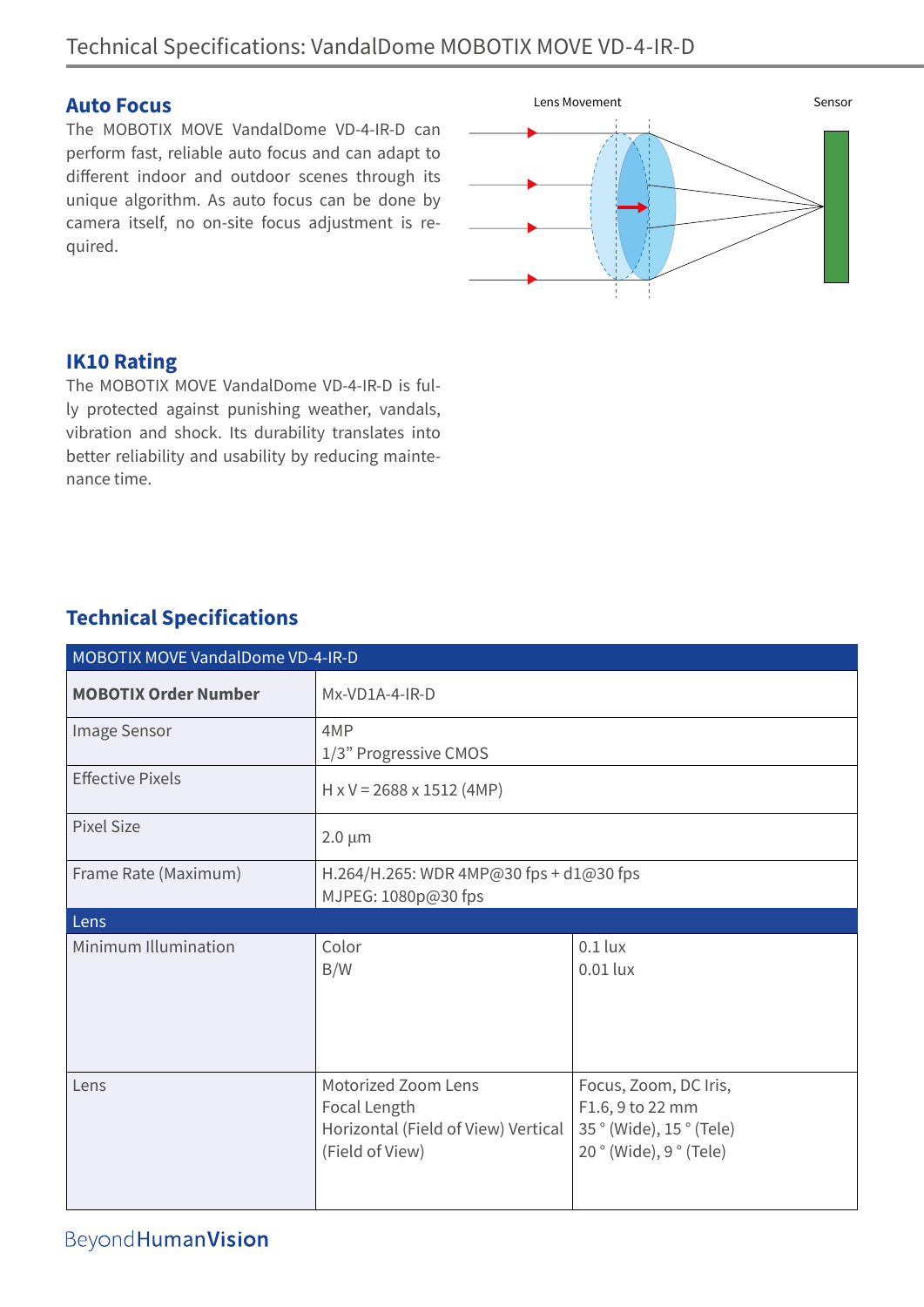## Auto Focus

The MOBOTIX MOVE VandalDome VD-4-IR-D can perform fast, reliable auto focus and can adapt to different indoor and outdoor scenes through its unique algorithm. As auto focus can be done by camera itself, no on-site focus adjustment is required.

## IK10 Rating

The MOBOTIX MOVE VandalDome VD-4-IR-D is fully protected against punishing weather, vandals, vibration and shock. Its durability translates into better reliability and usability by reducing maintenance time.

## Technical Specifications

| MOBOTIX MOVE VandalDome VD-4-IR-D | | |
|---|---|---|
| **MOBOTIX Order Number** | Mx-VD1A-4-IR-D | |
| Image Sensor | 4MP<br>1/3” Progressive CMOS | |
| Effective Pixels | H x V = 2688 x 1512 (4MP) | |
| Pixel Size | 2.0 µm | |
| Frame Rate (Maximum) | H.264/H.265: WDR 4MP@30 fps + d1@30 fps<br>MJPEG: 1080p@30 fps | |
| **Lens** | | |
| Minimum Illumination | Color<br>B/W | 0.1 lux<br>0.01 lux |
| Lens | Motorized Zoom Lens<br>Focal Length<br>Horizontal (Field of View) Vertical (Field of View) | Focus, Zoom, DC Iris,<br>F1.6, 9 to 22 mm<br>35 ° (Wide), 15 ° (Tele)<br>20 ° (Wide), 9 ° (Tele) |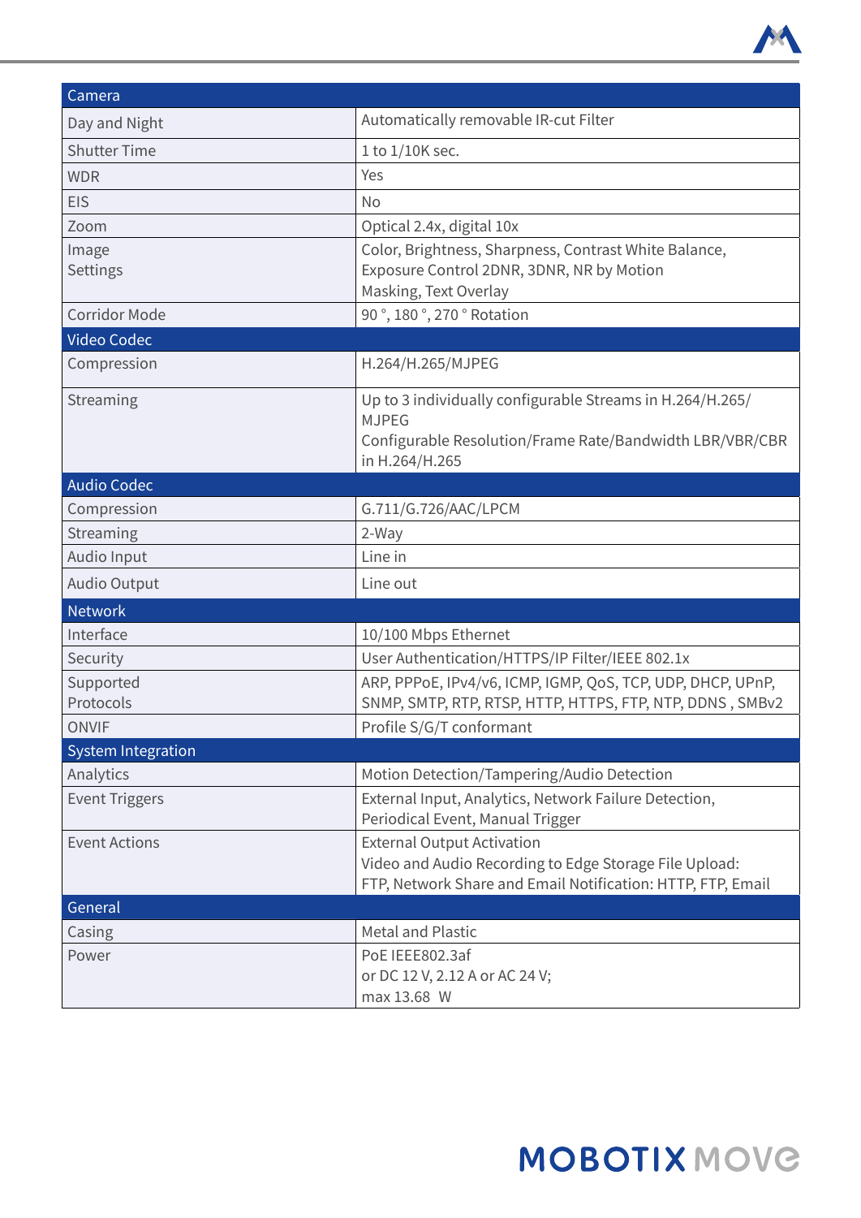| Camera | |
|---|---|
| Day and Night | Automatically removable IR-cut Filter |
| Shutter Time | 1 to 1/10K sec. |
| WDR | Yes |
| EIS | No |
| Zoom | Optical 2.4x, digital 10x |
| Image Settings | Color, Brightness, Sharpness, Contrast White Balance, Exposure Control 2DNR, 3DNR, NR by Motion Masking, Text Overlay |
| Corridor Mode | 90 °, 180 °, 270 ° Rotation |
| **Video Codec** | |
| Compression | H.264/H.265/MJPEG |
| Streaming | Up to 3 individually configurable Streams in H.264/H.265/ MJPEG<br>Configurable Resolution/Frame Rate/Bandwidth LBR/VBR/CBR in H.264/H.265 |
| **Audio Codec** | |
| Compression | G.711/G.726/AAC/LPCM |
| Streaming | 2-Way |
| Audio Input | Line in |
| Audio Output | Line out |
| **Network** | |
| Interface | 10/100 Mbps Ethernet |
| Security | User Authentication/HTTPS/IP Filter/IEEE 802.1x |
| Supported Protocols | ARP, PPPoE, IPv4/v6, ICMP, IGMP, QoS, TCP, UDP, DHCP, UPnP, SNMP, SMTP, RTP, RTSP, HTTP, HTTPS, FTP, NTP, DDNS , SMBv2 |
| ONVIF | Profile S/G/T conformant |
| **System Integration** | |
| Analytics | Motion Detection/Tampering/Audio Detection |
| Event Triggers | External Input, Analytics, Network Failure Detection, Periodical Event, Manual Trigger |
| Event Actions | External Output Activation<br>Video and Audio Recording to Edge Storage File Upload: FTP, Network Share and Email Notification: HTTP, FTP, Email |
| **General** | |
| Casing | Metal and Plastic |
| Power | PoE IEEE802.3af<br>or DC 12 V, 2.12 A or AC 24 V;<br>max 13.68 W |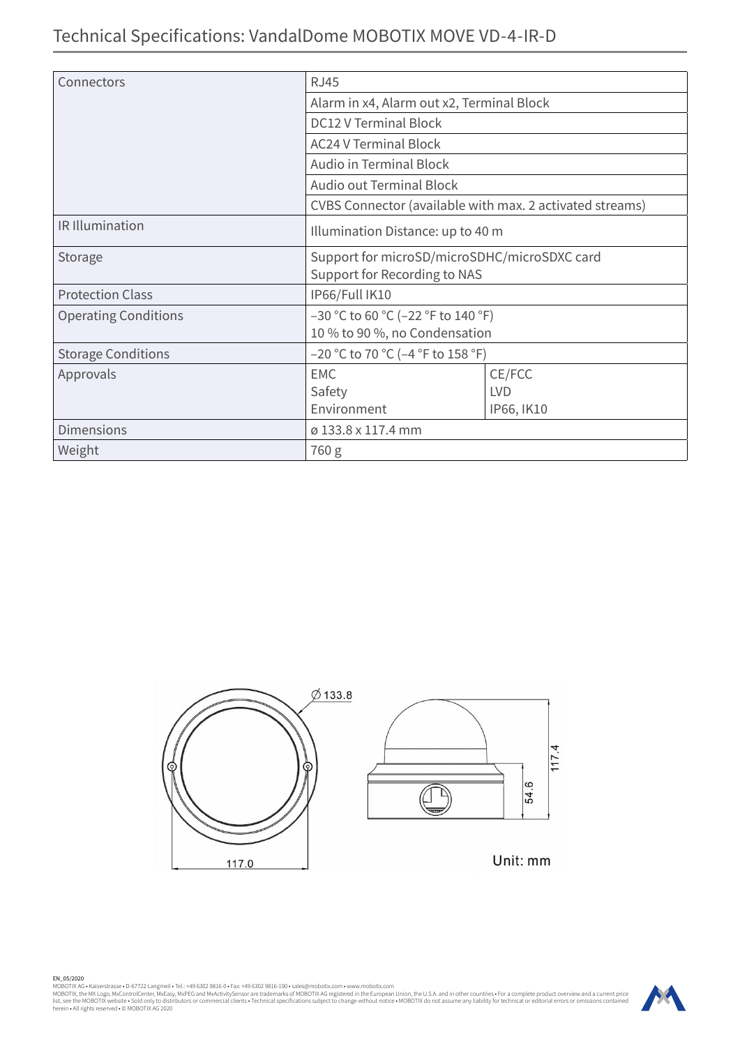# Technical Specifications: VandalDome MOBOTIX MOVE VD-4-IR-D

| | | |
|---|---|---|
| Connectors | RJ45 | |
| | Alarm in x4, Alarm out x2, Terminal Block | |
| | DC12 V Terminal Block | |
| | AC24 V Terminal Block | |
| | Audio in Terminal Block | |
| | Audio out Terminal Block | |
| | CVBS Connector (available with max. 2 activated streams) | |
| IR Illumination | Illumination Distance: up to 40 m | |
| Storage | Support for microSD/microSDHC/microSDXC card<br>Support for Recording to NAS | |
| Protection Class | IP66/Full IK10 | |
| Operating Conditions | –30 °C to 60 °C (–22 °F to 140 °F)<br>10 % to 90 %, no Condensation | |
| Storage Conditions | –20 °C to 70 °C (–4 °F to 158 °F) | |
| Approvals | EMC<br>Safety<br>Environment | CE/FCC<br>LVD<br>IP66, IK10 |
| Dimensions | ø 133.8 x 117.4 mm | |
| Weight | 760 g | |

Ø133.8

117.4

54.6

117.0

Unit: mm

EN_05/2020

MOBOTIX AG • Kaiserstrasse • D-67722 Langmeil • Tel.: +49 6302 9816-0 • Fax: +49 6302 9816-190 • sales@mobotix.com • www.mobotix.com
MOBOTIX, the MX Logo, MxControlCenter, MxEasy, MxPEG and MxActivitySensor are trademarks of MOBOTIX AG registered in the European Union, the U.S.A. and in other countries • For a complete product overview and a current price list, see the MOBOTIX website • Sold only to distributors or commercial clients • Technical specifications subject to change without notice • MOBOTIX do not assume any liability for technical or editorial errors or omissions contained herein • All rights reserved • © MOBOTIX AG 2020